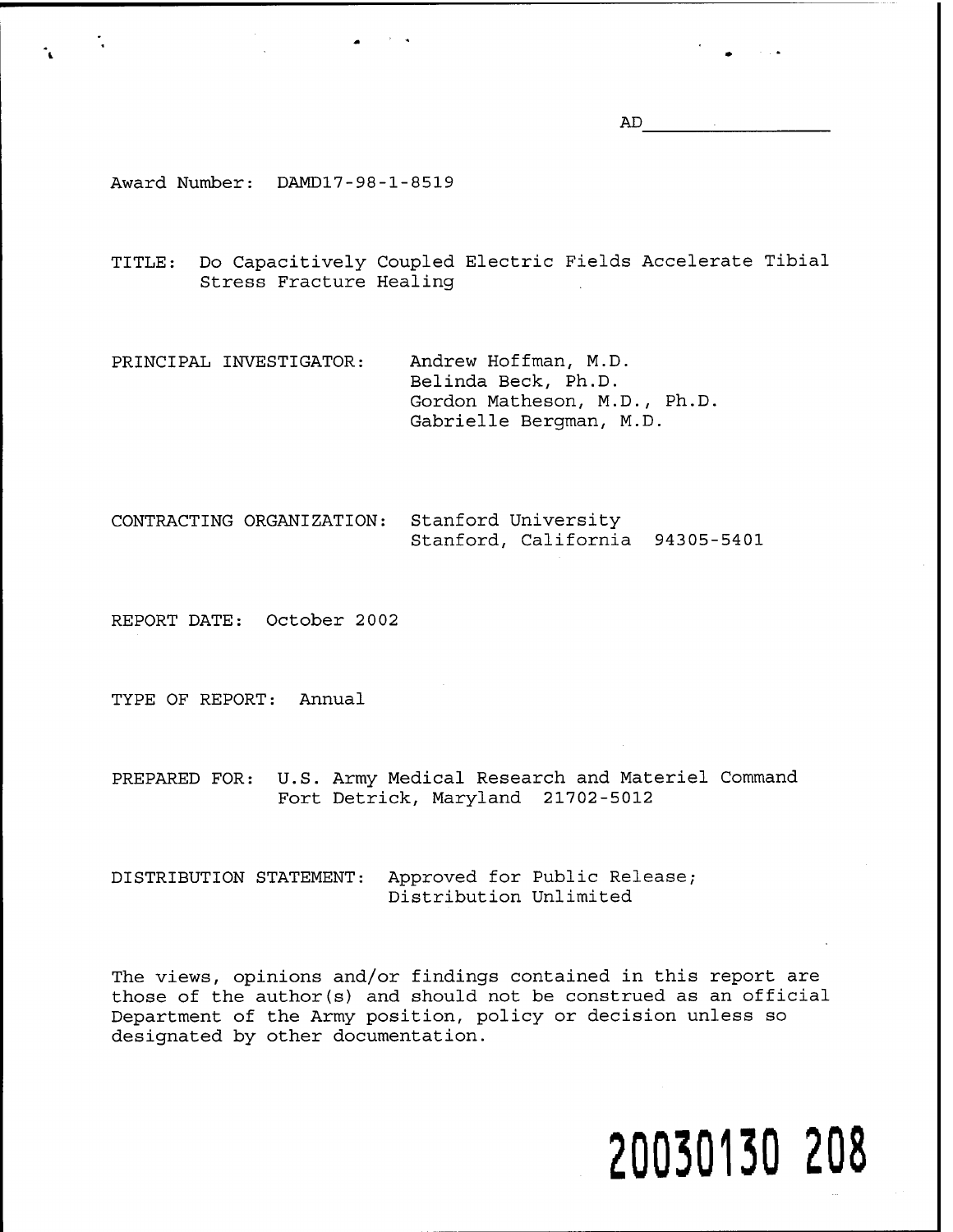AD_______________

Award Number: DAMD17-98-1-8519

TITLE: Do Capacitively Coupled Electric Fields Accelerate Tibial Stress Fracture Healing

PRINCIPAL INVESTIGATOR: Andrew Hoffman, M.D.
Belinda Beck, Ph.D.
Gordon Matheson, M.D., Ph.D.
Gabrielle Bergman, M.D.

CONTRACTING ORGANIZATION: Stanford University
Stanford, California 94305-5401

REPORT DATE: October 2002

TYPE OF REPORT: Annual

PREPARED FOR: U.S. Army Medical Research and Materiel Command
Fort Detrick, Maryland 21702-5012

DISTRIBUTION STATEMENT: Approved for Public Release;
Distribution Unlimited

The views, opinions and/or findings contained in this report are those of the author(s) and should not be construed as an official Department of the Army position, policy or decision unless so designated by other documentation.

**20030130 208**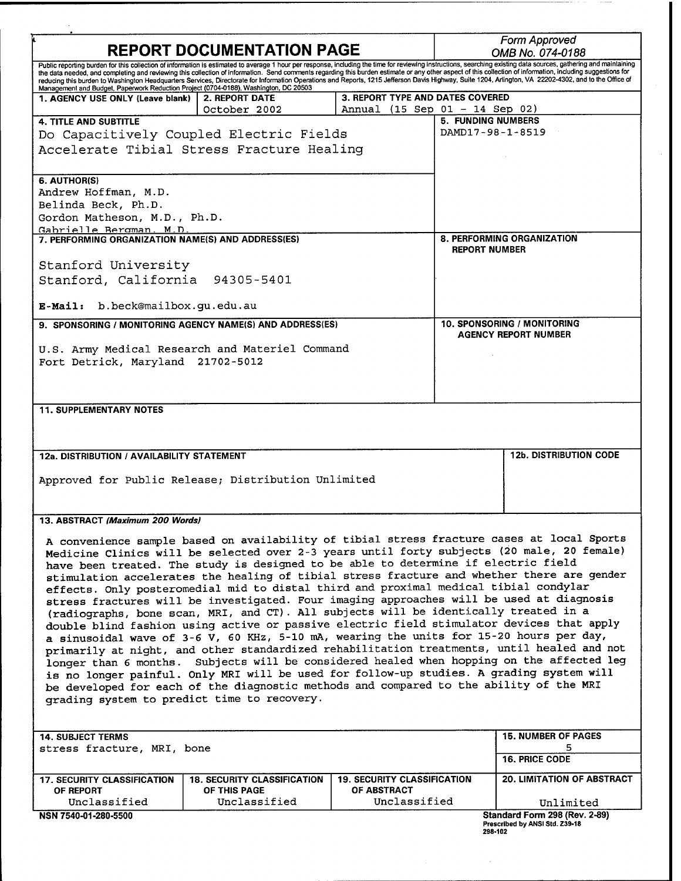# REPORT DOCUMENTATION PAGE

*Form Approved*
*OMB No. 074-0188*

Public reporting burden for this collection of information is estimated to average 1 hour per response, including the time for reviewing instructions, searching existing data sources, gathering and maintaining the data needed, and completing and reviewing this collection of information. Send comments regarding this burden estimate or any other aspect of this collection of information, including suggestions for reducing this burden to Washington Headquarters Services, Directorate for Information Operations and Reports, 1215 Jefferson Davis Highway, Suite 1204, Arlington, VA 22202-4302, and to the Office of Management and Budget, Paperwork Reduction Project (0704-0188), Washington, DC 20503

| 1. AGENCY USE ONLY (Leave blank) | 2. REPORT DATE | 3. REPORT TYPE AND DATES COVERED |
| --- | --- | --- |
| | October 2002 | Annual (15 Sep 01 - 14 Sep 02) |

**4. TITLE AND SUBTITLE**
Do Capacitively Coupled Electric Fields Accelerate Tibial Stress Fracture Healing

**5. FUNDING NUMBERS**
DAMD17-98-1-8519

**6. AUTHOR(S)**
Andrew Hoffman, M.D.
Belinda Beck, Ph.D.
Gordon Matheson, M.D., Ph.D.
Gabrielle Bergman, M.D.

**7. PERFORMING ORGANIZATION NAME(S) AND ADDRESS(ES)**
Stanford University
Stanford, California 94305-5401

**E-Mail:** b.beck@mailbox.gu.edu.au

**8. PERFORMING ORGANIZATION REPORT NUMBER**

**9. SPONSORING / MONITORING AGENCY NAME(S) AND ADDRESS(ES)**
U.S. Army Medical Research and Materiel Command
Fort Detrick, Maryland 21702-5012

**10. SPONSORING / MONITORING AGENCY REPORT NUMBER**

**11. SUPPLEMENTARY NOTES**

**12a. DISTRIBUTION / AVAILABILITY STATEMENT**
Approved for Public Release; Distribution Unlimited

**12b. DISTRIBUTION CODE**

**13. ABSTRACT** *(Maximum 200 Words)*

A convenience sample based on availability of tibial stress fracture cases at local Sports Medicine Clinics will be selected over 2-3 years until forty subjects (20 male, 20 female) have been treated. The study is designed to be able to determine if electric field stimulation accelerates the healing of tibial stress fracture and whether there are gender effects. Only posteromedial mid to distal third and proximal medical tibial condylar stress fractures will be investigated. Four imaging approaches will be used at diagnosis (radiographs, bone scan, MRI, and CT). All subjects will be identically treated in a double blind fashion using active or passive electric field stimulator devices that apply a sinusoidal wave of 3-6 V, 60 KHz, 5-10 mA, wearing the units for 15-20 hours per day, primarily at night, and other standardized rehabilitation treatments, until healed and not longer than 6 months. Subjects will be considered healed when hopping on the affected leg is no longer painful. Only MRI will be used for follow-up studies. A grading system will be developed for each of the diagnostic methods and compared to the ability of the MRI grading system to predict time to recovery.

| 14. SUBJECT TERMS | 15. NUMBER OF PAGES |
| --- | --- |
| stress fracture, MRI, bone | 5 |
| | 16. PRICE CODE |

| 17. SECURITY CLASSIFICATION OF REPORT | 18. SECURITY CLASSIFICATION OF THIS PAGE | 19. SECURITY CLASSIFICATION OF ABSTRACT | 20. LIMITATION OF ABSTRACT |
| --- | --- | --- | --- |
| Unclassified | Unclassified | Unclassified | Unlimited |

NSN 7540-01-280-5500

Standard Form 298 (Rev. 2-89)
Prescribed by ANSI Std. Z39-18
298-102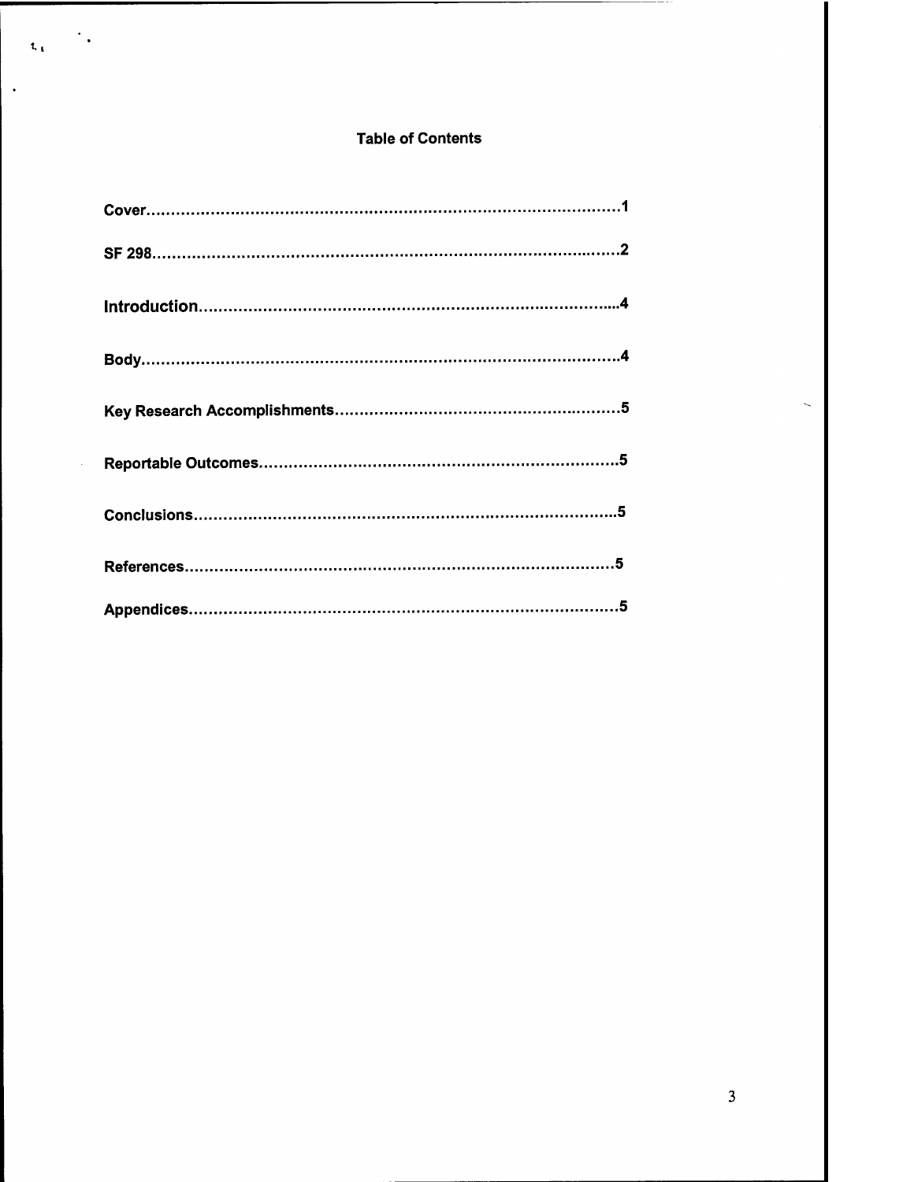# Table of Contents

**Cover**……………………………………………………………………………………1

**SF 298**……………………………………………………………………………………2

**Introduction**………………………………………………………………………………4

**Body**………………………………………………………………………………………4

**Key Research Accomplishments**…………………………………………………5

**Reportable Outcomes**……………………………………………………………………5

**Conclusions**…………………………………………………………………………………5

**References**…………………………………………………………………………………5

**Appendices**…………………………………………………………………………………5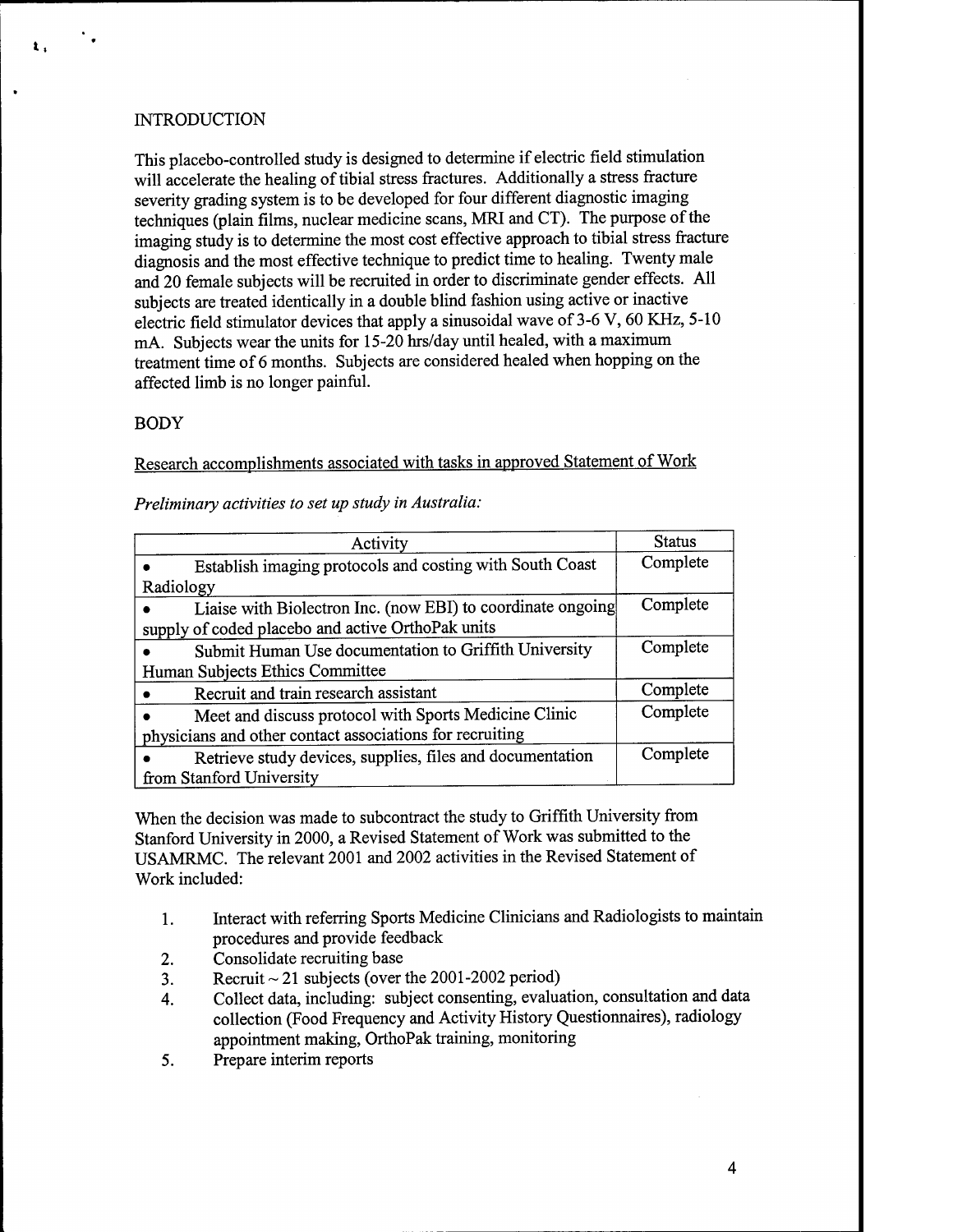## INTRODUCTION

This placebo-controlled study is designed to determine if electric field stimulation will accelerate the healing of tibial stress fractures. Additionally a stress fracture severity grading system is to be developed for four different diagnostic imaging techniques (plain films, nuclear medicine scans, MRI and CT). The purpose of the imaging study is to determine the most cost effective approach to tibial stress fracture diagnosis and the most effective technique to predict time to healing. Twenty male and 20 female subjects will be recruited in order to discriminate gender effects. All subjects are treated identically in a double blind fashion using active or inactive electric field stimulator devices that apply a sinusoidal wave of 3-6 V, 60 KHz, 5-10 mA. Subjects wear the units for 15-20 hrs/day until healed, with a maximum treatment time of 6 months. Subjects are considered healed when hopping on the affected limb is no longer painful.

## BODY

Research accomplishments associated with tasks in approved Statement of Work

*Preliminary activities to set up study in Australia:*

| Activity | Status |
|---|---|
| • Establish imaging protocols and costing with South Coast Radiology | Complete |
| • Liaise with Biolectron Inc. (now EBI) to coordinate ongoing supply of coded placebo and active OrthoPak units | Complete |
| • Submit Human Use documentation to Griffith University Human Subjects Ethics Committee | Complete |
| • Recruit and train research assistant | Complete |
| • Meet and discuss protocol with Sports Medicine Clinic physicians and other contact associations for recruiting | Complete |
| • Retrieve study devices, supplies, files and documentation from Stanford University | Complete |

When the decision was made to subcontract the study to Griffith University from Stanford University in 2000, a Revised Statement of Work was submitted to the USAMRMC. The relevant 2001 and 2002 activities in the Revised Statement of Work included:

1. Interact with referring Sports Medicine Clinicians and Radiologists to maintain procedures and provide feedback
2. Consolidate recruiting base
3. Recruit ~ 21 subjects (over the 2001-2002 period)
4. Collect data, including: subject consenting, evaluation, consultation and data collection (Food Frequency and Activity History Questionnaires), radiology appointment making, OrthoPak training, monitoring
5. Prepare interim reports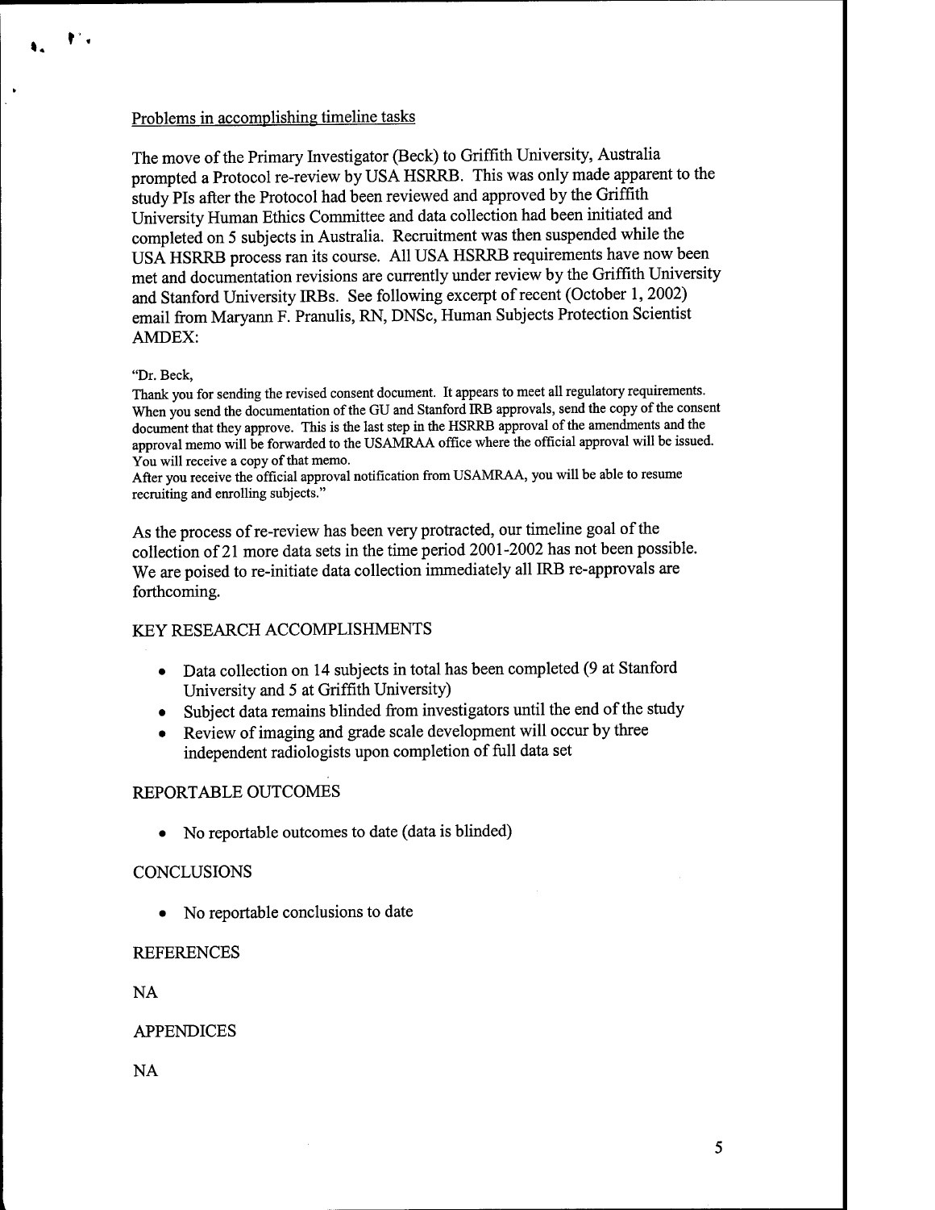Problems in accomplishing timeline tasks

The move of the Primary Investigator (Beck) to Griffith University, Australia prompted a Protocol re-review by USA HSRRB. This was only made apparent to the study PIs after the Protocol had been reviewed and approved by the Griffith University Human Ethics Committee and data collection had been initiated and completed on 5 subjects in Australia. Recruitment was then suspended while the USA HSRRB process ran its course. All USA HSRRB requirements have now been met and documentation revisions are currently under review by the Griffith University and Stanford University IRBs. See following excerpt of recent (October 1, 2002) email from Maryann F. Pranulis, RN, DNSc, Human Subjects Protection Scientist AMDEX:

> "Dr. Beck,
>
> Thank you for sending the revised consent document. It appears to meet all regulatory requirements. When you send the documentation of the GU and Stanford IRB approvals, send the copy of the consent document that they approve. This is the last step in the HSRRB approval of the amendments and the approval memo will be forwarded to the USAMRAA office where the official approval will be issued. You will receive a copy of that memo.
>
> After you receive the official approval notification from USAMRAA, you will be able to resume recruiting and enrolling subjects."

As the process of re-review has been very protracted, our timeline goal of the collection of 21 more data sets in the time period 2001-2002 has not been possible. We are poised to re-initiate data collection immediately all IRB re-approvals are forthcoming.

## KEY RESEARCH ACCOMPLISHMENTS

- Data collection on 14 subjects in total has been completed (9 at Stanford University and 5 at Griffith University)
- Subject data remains blinded from investigators until the end of the study
- Review of imaging and grade scale development will occur by three independent radiologists upon completion of full data set

## REPORTABLE OUTCOMES

- No reportable outcomes to date (data is blinded)

## CONCLUSIONS

- No reportable conclusions to date

## REFERENCES

NA

## APPENDICES

NA